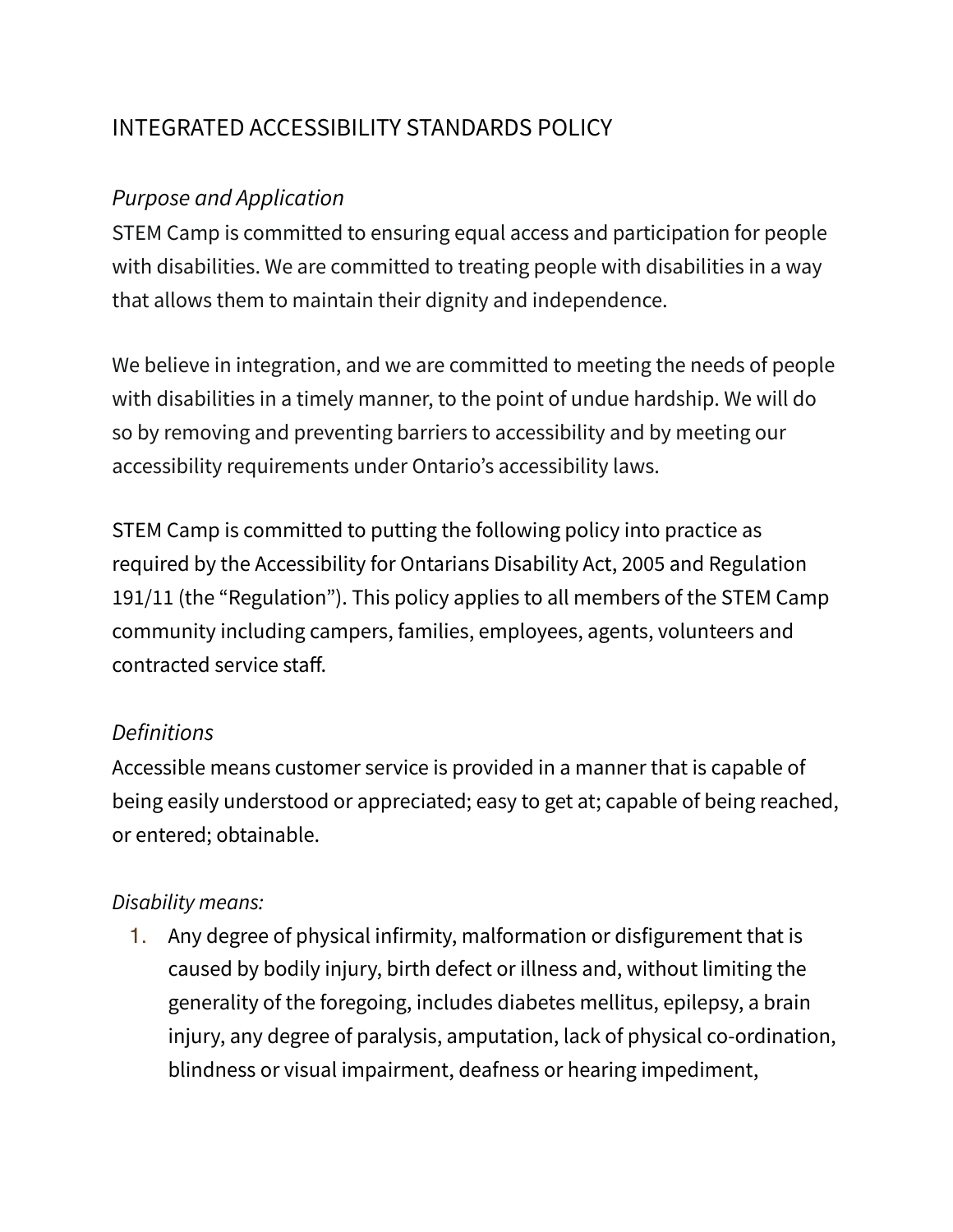# INTEGRATED ACCESSIBILITY STANDARDS POLICY

## *Purpose and Application*

STEM Camp is committed to ensuring equal access and participation for people with disabilities. We are committed to treating people with disabilities in a way that allows them to maintain their dignity and independence.

We believe in integration, and we are committed to meeting the needs of people with disabilities in a timely manner, to the point of undue hardship. We will do so by removing and preventing barriers to accessibility and by meeting our accessibility requirements under Ontario's accessibility laws.

STEM Camp is committed to putting the following policy into practice as required by the Accessibility for Ontarians Disability Act, 2005 and Regulation 191/11 (the "Regulation"). This policy applies to all members of the STEM Camp community including campers, families, employees, agents, volunteers and contracted service staff.

## *Definitions*

Accessible means customer service is provided in a manner that is capable of being easily understood or appreciated; easy to get at; capable of being reached, or entered; obtainable.

*Disability means:*

1. Any degree of physical infirmity, malformation or disfigurement that is caused by bodily injury, birth defect or illness and, without limiting the generality of the foregoing, includes diabetes mellitus, epilepsy, a brain injury, any degree of paralysis, amputation, lack of physical co-ordination, blindness or visual impairment, deafness or hearing impediment,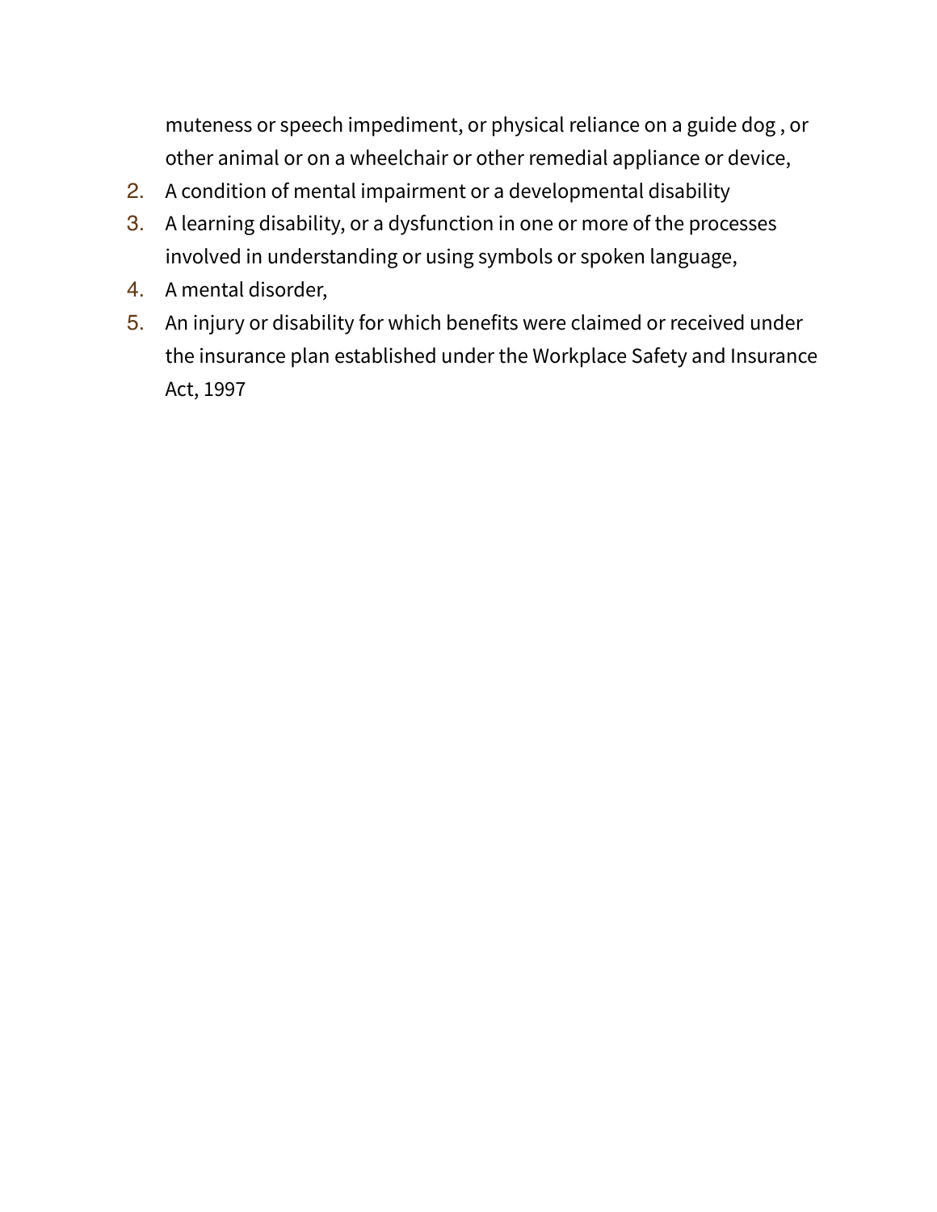muteness or speech impediment, or physical reliance on a guide dog , or other animal or on a wheelchair or other remedial appliance or device,

2. A condition of mental impairment or a developmental disability
3. A learning disability, or a dysfunction in one or more of the processes involved in understanding or using symbols or spoken language,
4. A mental disorder,
5. An injury or disability for which benefits were claimed or received under the insurance plan established under the Workplace Safety and Insurance Act, 1997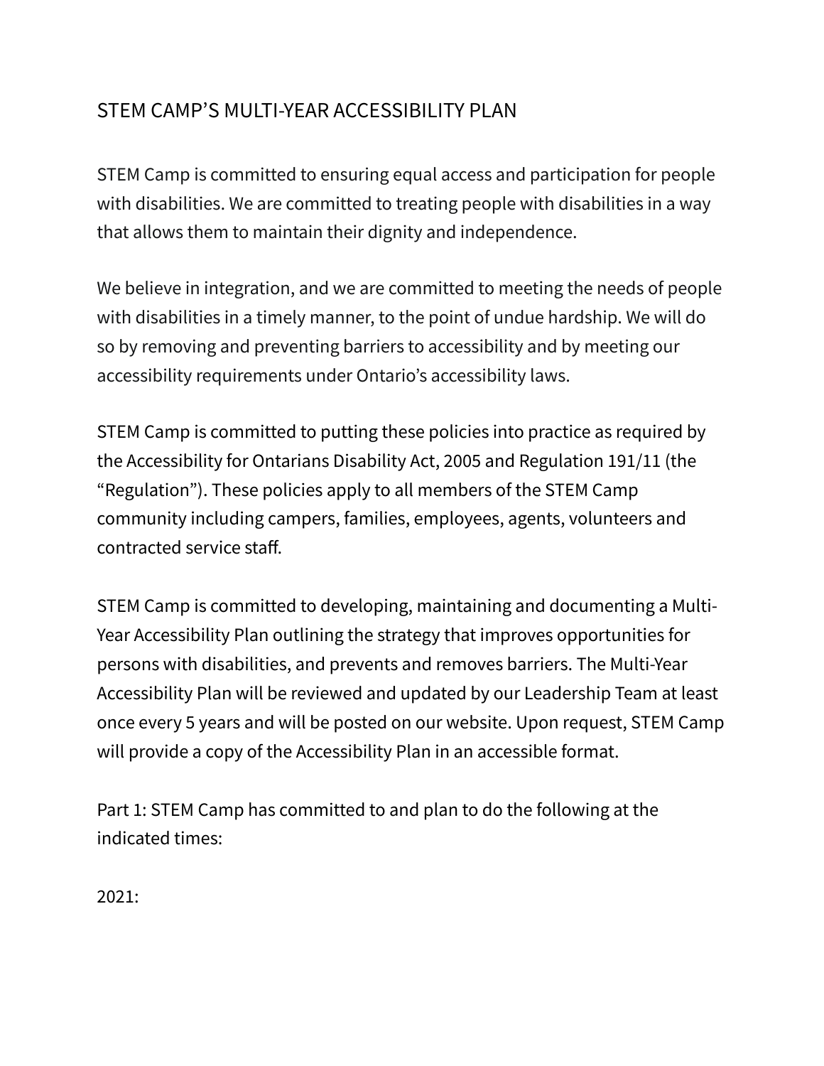# STEM CAMP'S MULTI-YEAR ACCESSIBILITY PLAN

STEM Camp is committed to ensuring equal access and participation for people with disabilities. We are committed to treating people with disabilities in a way that allows them to maintain their dignity and independence.

We believe in integration, and we are committed to meeting the needs of people with disabilities in a timely manner, to the point of undue hardship. We will do so by removing and preventing barriers to accessibility and by meeting our accessibility requirements under Ontario's accessibility laws.

STEM Camp is committed to putting these policies into practice as required by the Accessibility for Ontarians Disability Act, 2005 and Regulation 191/11 (the "Regulation"). These policies apply to all members of the STEM Camp community including campers, families, employees, agents, volunteers and contracted service staff.

STEM Camp is committed to developing, maintaining and documenting a Multi-Year Accessibility Plan outlining the strategy that improves opportunities for persons with disabilities, and prevents and removes barriers. The Multi-Year Accessibility Plan will be reviewed and updated by our Leadership Team at least once every 5 years and will be posted on our website. Upon request, STEM Camp will provide a copy of the Accessibility Plan in an accessible format.

Part 1: STEM Camp has committed to and plan to do the following at the indicated times:

2021: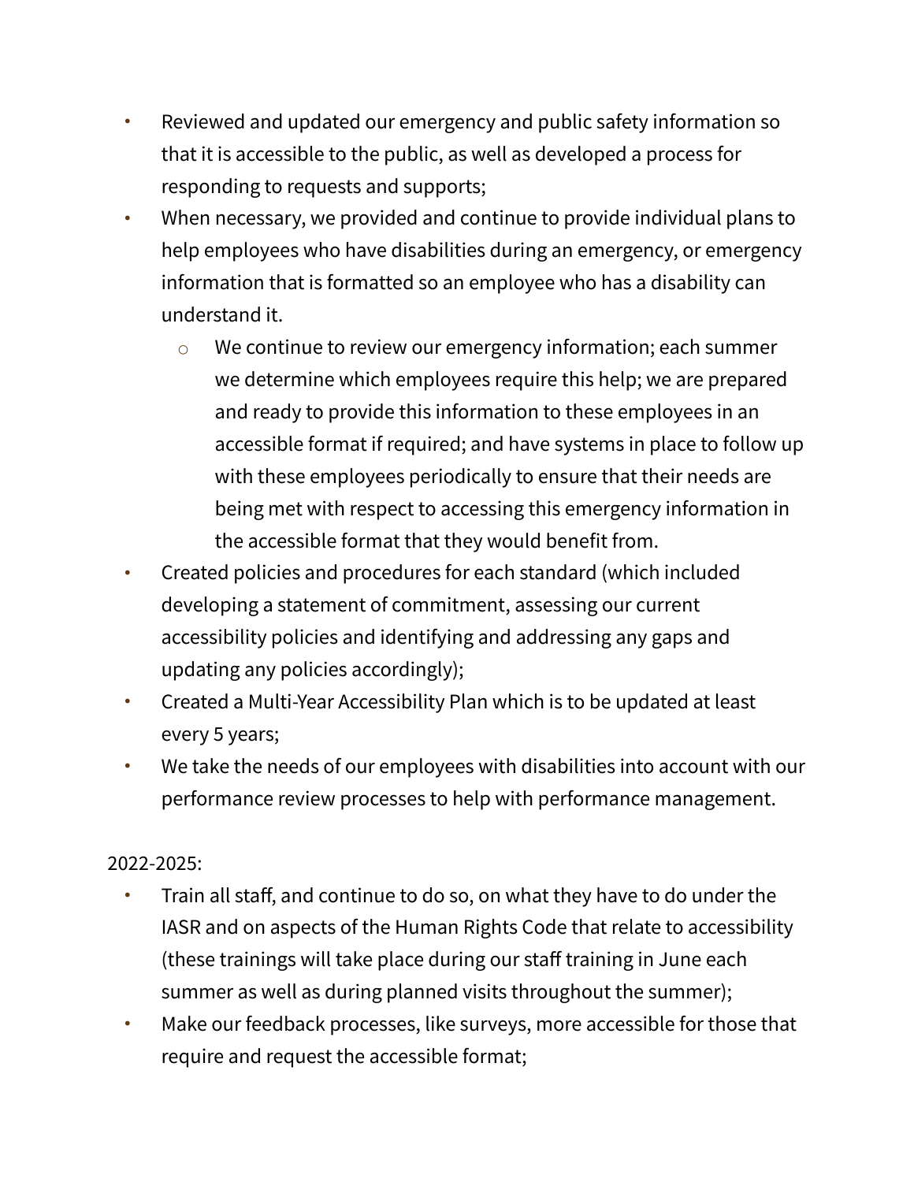- Reviewed and updated our emergency and public safety information so that it is accessible to the public, as well as developed a process for responding to requests and supports;
- When necessary, we provided and continue to provide individual plans to help employees who have disabilities during an emergency, or emergency information that is formatted so an employee who has a disability can understand it.
    - We continue to review our emergency information; each summer we determine which employees require this help; we are prepared and ready to provide this information to these employees in an accessible format if required; and have systems in place to follow up with these employees periodically to ensure that their needs are being met with respect to accessing this emergency information in the accessible format that they would benefit from.
- Created policies and procedures for each standard (which included developing a statement of commitment, assessing our current accessibility policies and identifying and addressing any gaps and updating any policies accordingly);
- Created a Multi-Year Accessibility Plan which is to be updated at least every 5 years;
- We take the needs of our employees with disabilities into account with our performance review processes to help with performance management.

2022-2025:

- Train all staff, and continue to do so, on what they have to do under the IASR and on aspects of the Human Rights Code that relate to accessibility (these trainings will take place during our staff training in June each summer as well as during planned visits throughout the summer);
- Make our feedback processes, like surveys, more accessible for those that require and request the accessible format;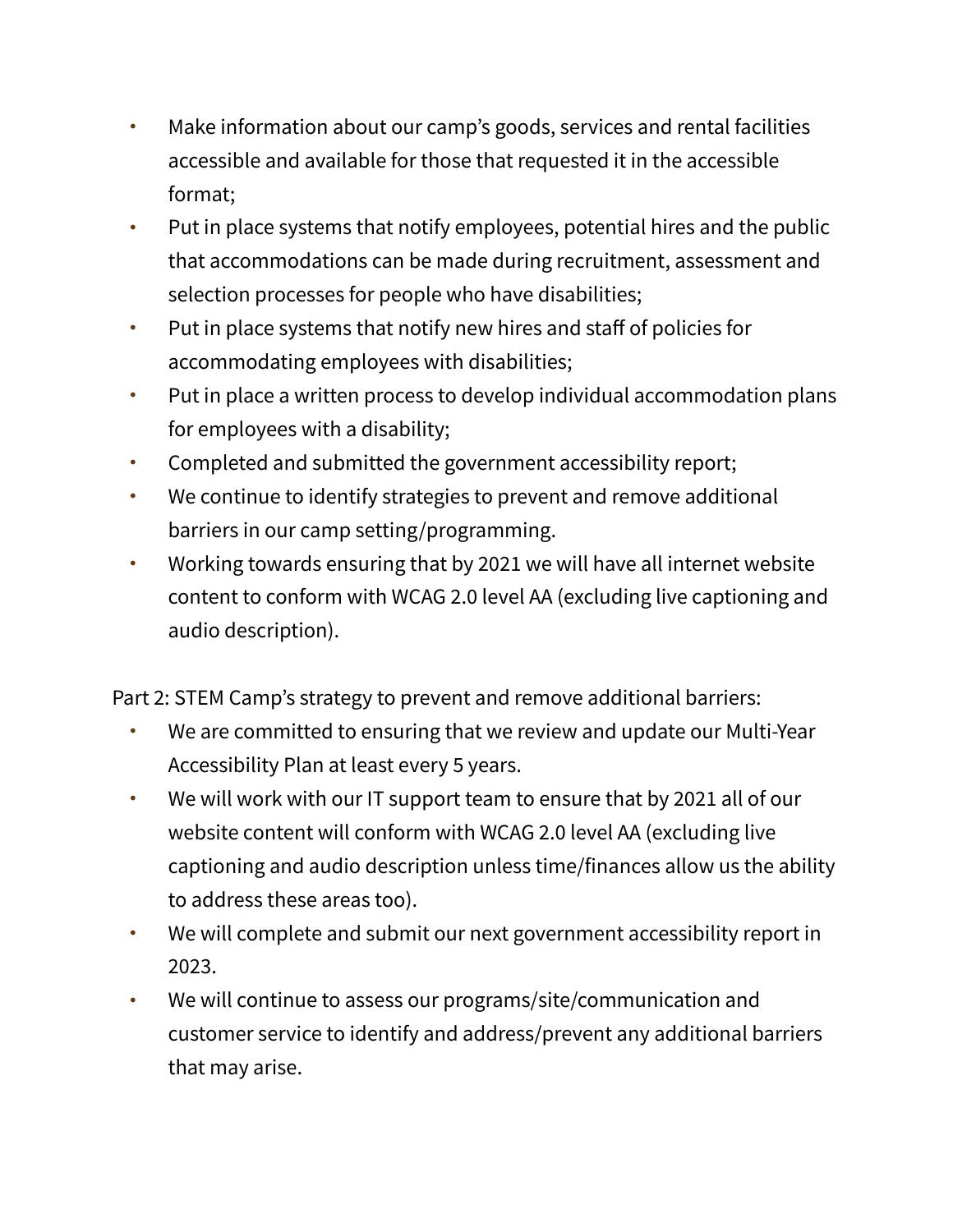- Make information about our camp's goods, services and rental facilities accessible and available for those that requested it in the accessible format;
- Put in place systems that notify employees, potential hires and the public that accommodations can be made during recruitment, assessment and selection processes for people who have disabilities;
- Put in place systems that notify new hires and staff of policies for accommodating employees with disabilities;
- Put in place a written process to develop individual accommodation plans for employees with a disability;
- Completed and submitted the government accessibility report;
- We continue to identify strategies to prevent and remove additional barriers in our camp setting/programming.
- Working towards ensuring that by 2021 we will have all internet website content to conform with WCAG 2.0 level AA (excluding live captioning and audio description).

Part 2: STEM Camp's strategy to prevent and remove additional barriers:

- We are committed to ensuring that we review and update our Multi-Year Accessibility Plan at least every 5 years.
- We will work with our IT support team to ensure that by 2021 all of our website content will conform with WCAG 2.0 level AA (excluding live captioning and audio description unless time/finances allow us the ability to address these areas too).
- We will complete and submit our next government accessibility report in 2023.
- We will continue to assess our programs/site/communication and customer service to identify and address/prevent any additional barriers that may arise.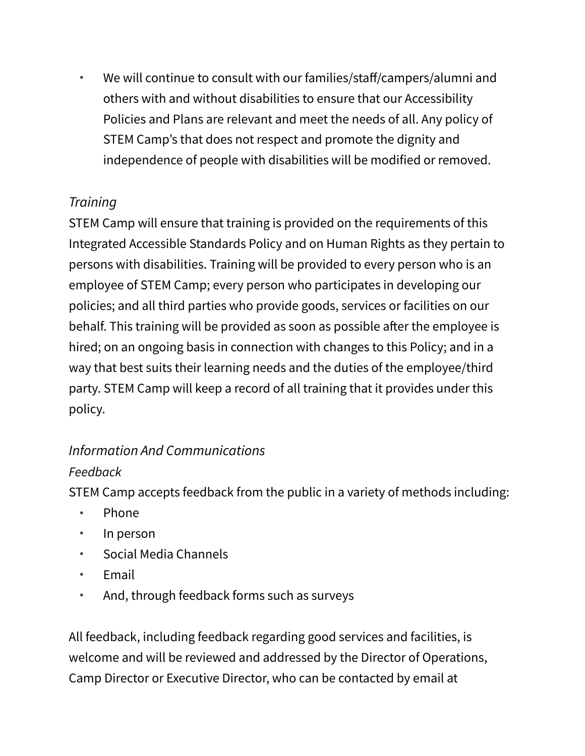- We will continue to consult with our families/staff/campers/alumni and others with and without disabilities to ensure that our Accessibility Policies and Plans are relevant and meet the needs of all. Any policy of STEM Camp's that does not respect and promote the dignity and independence of people with disabilities will be modified or removed.

*Training*

STEM Camp will ensure that training is provided on the requirements of this Integrated Accessible Standards Policy and on Human Rights as they pertain to persons with disabilities. Training will be provided to every person who is an employee of STEM Camp; every person who participates in developing our policies; and all third parties who provide goods, services or facilities on our behalf. This training will be provided as soon as possible after the employee is hired; on an ongoing basis in connection with changes to this Policy; and in a way that best suits their learning needs and the duties of the employee/third party. STEM Camp will keep a record of all training that it provides under this policy.

*Information And Communications*

*Feedback*

STEM Camp accepts feedback from the public in a variety of methods including:

- Phone
- In person
- Social Media Channels
- Email
- And, through feedback forms such as surveys

All feedback, including feedback regarding good services and facilities, is welcome and will be reviewed and addressed by the Director of Operations, Camp Director or Executive Director, who can be contacted by email at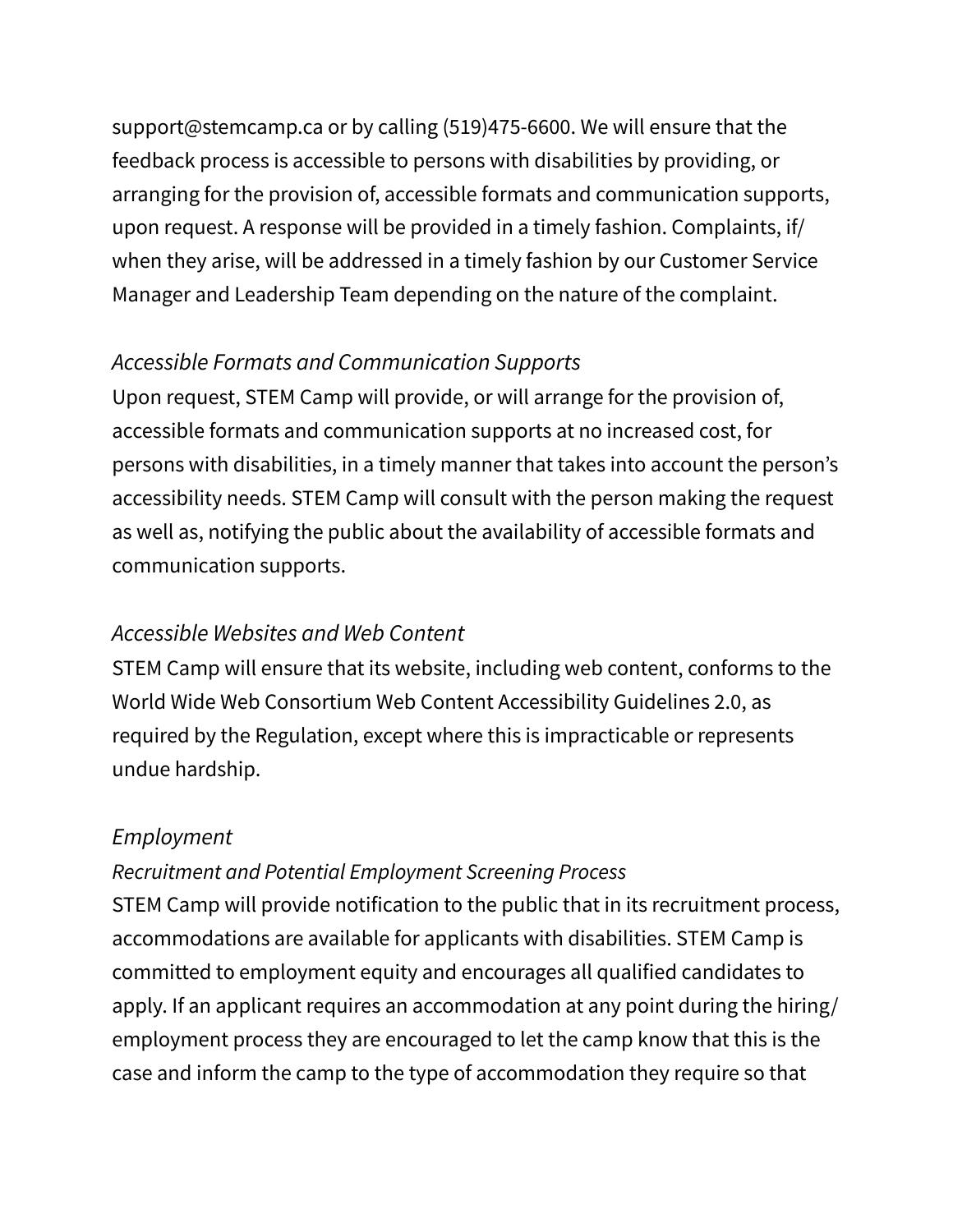support@stemcamp.ca or by calling (519)475-6600. We will ensure that the feedback process is accessible to persons with disabilities by providing, or arranging for the provision of, accessible formats and communication supports, upon request. A response will be provided in a timely fashion. Complaints, if/when they arise, will be addressed in a timely fashion by our Customer Service Manager and Leadership Team depending on the nature of the complaint.

*Accessible Formats and Communication Supports*

Upon request, STEM Camp will provide, or will arrange for the provision of, accessible formats and communication supports at no increased cost, for persons with disabilities, in a timely manner that takes into account the person's accessibility needs. STEM Camp will consult with the person making the request as well as, notifying the public about the availability of accessible formats and communication supports.

*Accessible Websites and Web Content*

STEM Camp will ensure that its website, including web content, conforms to the World Wide Web Consortium Web Content Accessibility Guidelines 2.0, as required by the Regulation, except where this is impracticable or represents undue hardship.

*Employment*

*Recruitment and Potential Employment Screening Process*

STEM Camp will provide notification to the public that in its recruitment process, accommodations are available for applicants with disabilities. STEM Camp is committed to employment equity and encourages all qualified candidates to apply. If an applicant requires an accommodation at any point during the hiring/employment process they are encouraged to let the camp know that this is the case and inform the camp to the type of accommodation they require so that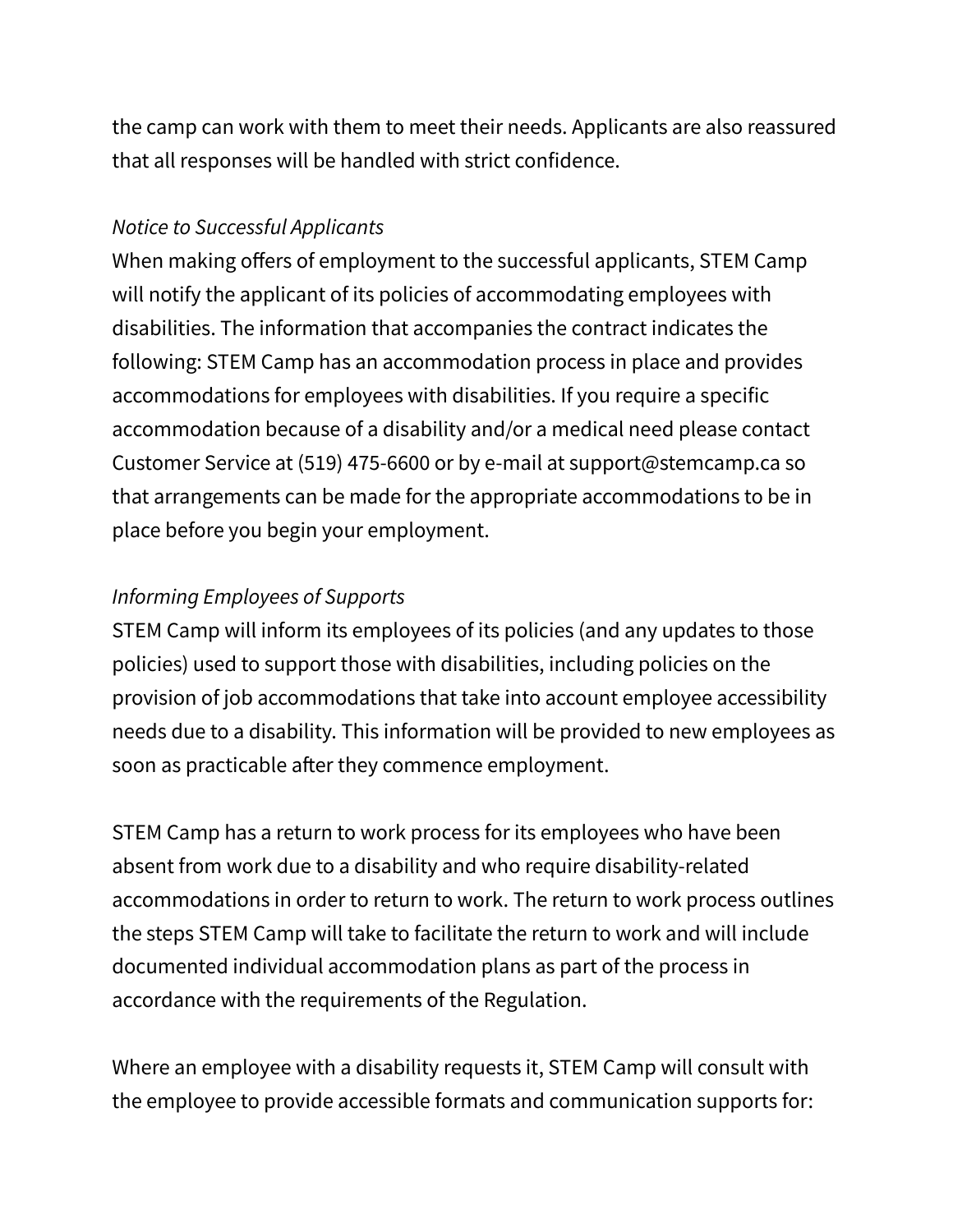the camp can work with them to meet their needs. Applicants are also reassured that all responses will be handled with strict confidence.

*Notice to Successful Applicants*

When making offers of employment to the successful applicants, STEM Camp will notify the applicant of its policies of accommodating employees with disabilities. The information that accompanies the contract indicates the following: STEM Camp has an accommodation process in place and provides accommodations for employees with disabilities. If you require a specific accommodation because of a disability and/or a medical need please contact Customer Service at (519) 475-6600 or by e-mail at support@stemcamp.ca so that arrangements can be made for the appropriate accommodations to be in place before you begin your employment.

*Informing Employees of Supports*

STEM Camp will inform its employees of its policies (and any updates to those policies) used to support those with disabilities, including policies on the provision of job accommodations that take into account employee accessibility needs due to a disability. This information will be provided to new employees as soon as practicable after they commence employment.

STEM Camp has a return to work process for its employees who have been absent from work due to a disability and who require disability-related accommodations in order to return to work. The return to work process outlines the steps STEM Camp will take to facilitate the return to work and will include documented individual accommodation plans as part of the process in accordance with the requirements of the Regulation.

Where an employee with a disability requests it, STEM Camp will consult with the employee to provide accessible formats and communication supports for: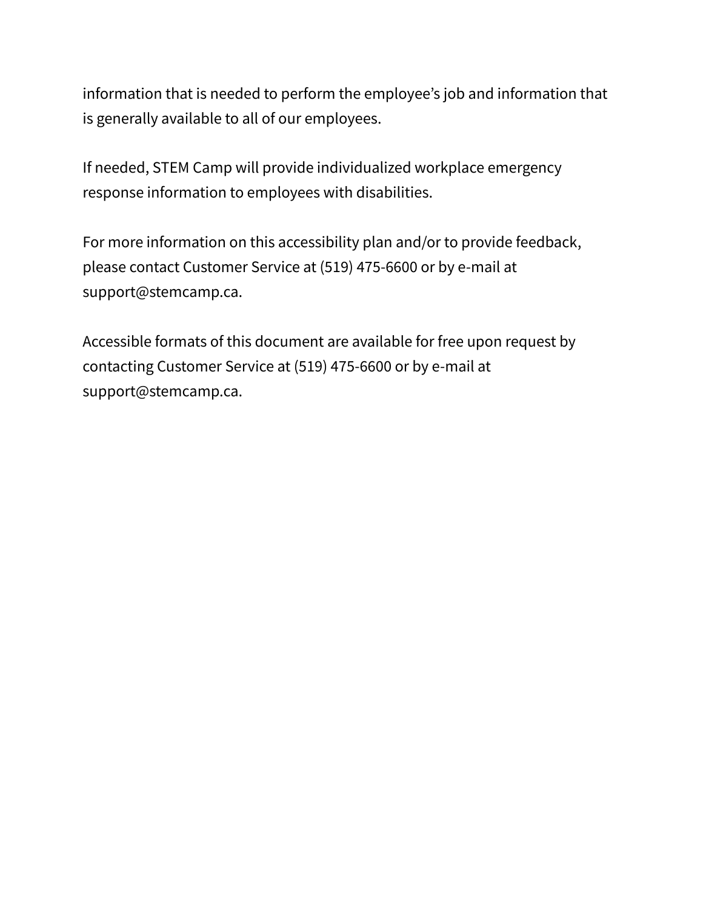information that is needed to perform the employee's job and information that is generally available to all of our employees.

If needed, STEM Camp will provide individualized workplace emergency response information to employees with disabilities.

For more information on this accessibility plan and/or to provide feedback, please contact Customer Service at (519) 475-6600 or by e-mail at support@stemcamp.ca.

Accessible formats of this document are available for free upon request by contacting Customer Service at (519) 475-6600 or by e-mail at support@stemcamp.ca.